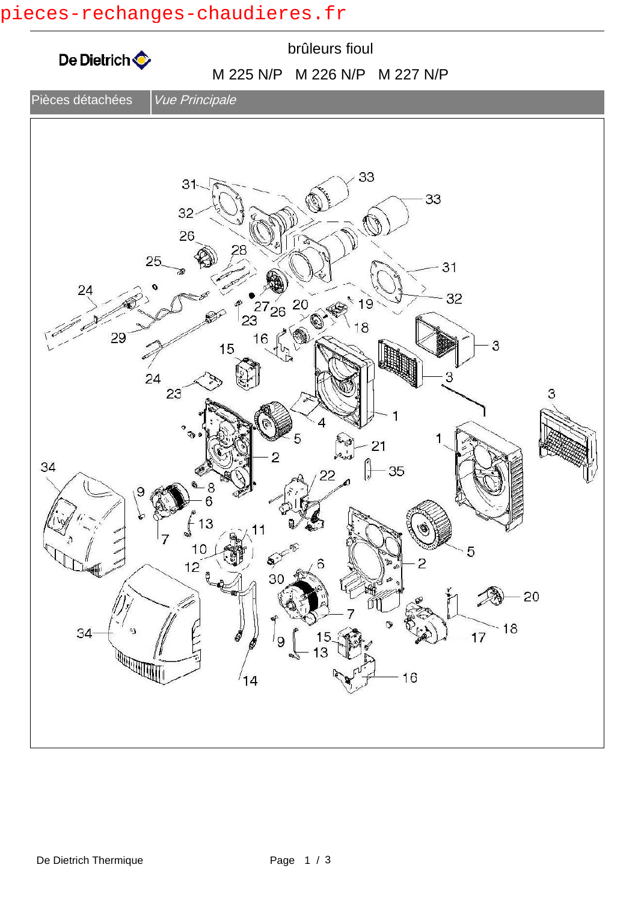pieces-rechanges-chaudieres.fr

De Dietrich

# brûleurs fioul

## M 225 N/P   M 226 N/P   M 227 N/P

| Pièces détachées | *Vue Principale* |
|---|---|

De Dietrich Thermique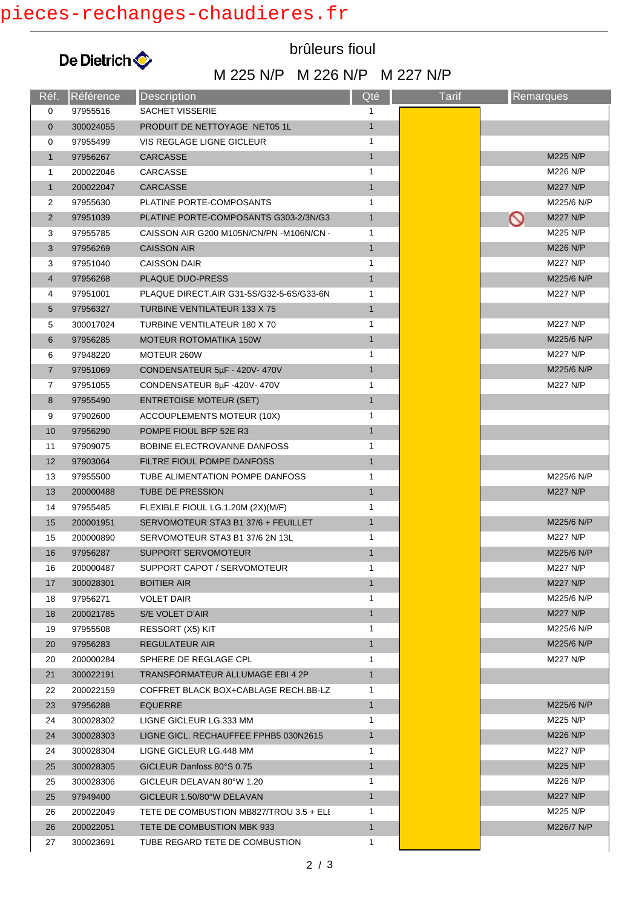pieces-rechanges-chaudieres.fr

De Dietrich

## brûleurs fioul

## M 225 N/P M 226 N/P M 227 N/P

| Réf. | Référence | Description | Qté | Tarif | Remarques |
|---|---|---|---|---|---|
| 0 | 97955516 | SACHET VISSERIE | 1 | | |
| 0 | 300024055 | PRODUIT DE NETTOYAGE NET05 1L | 1 | | |
| 0 | 97955499 | VIS REGLAGE LIGNE GICLEUR | 1 | | |
| 1 | 97956267 | CARCASSE | 1 | | M225 N/P |
| 1 | 200022046 | CARCASSE | 1 | | M226 N/P |
| 1 | 200022047 | CARCASSE | 1 | | M227 N/P |
| 2 | 97955630 | PLATINE PORTE-COMPOSANTS | 1 | | M225/6 N/P |
| 2 | 97951039 | PLATINE PORTE-COMPOSANTS G303-2/3N/G3 | 1 | | ⃠ M227 N/P |
| 3 | 97955785 | CAISSON AIR G200 M105N/CN/PN -M106N/CN - | 1 | | M225 N/P |
| 3 | 97956269 | CAISSON AIR | 1 | | M226 N/P |
| 3 | 97951040 | CAISSON DAIR | 1 | | M227 N/P |
| 4 | 97956268 | PLAQUE DUO-PRESS | 1 | | M225/6 N/P |
| 4 | 97951001 | PLAQUE DIRECT.AIR G31-5S/G32-5-6S/G33-6N | 1 | | M227 N/P |
| 5 | 97956327 | TURBINE VENTILATEUR 133 X 75 | 1 | | |
| 5 | 300017024 | TURBINE VENTILATEUR 180 X 70 | 1 | | M227 N/P |
| 6 | 97956285 | MOTEUR ROTOMATIKA 150W | 1 | | M225/6 N/P |
| 6 | 97948220 | MOTEUR 260W | 1 | | M227 N/P |
| 7 | 97951069 | CONDENSATEUR 5µF - 420V- 470V | 1 | | M225/6 N/P |
| 7 | 97951055 | CONDENSATEUR 8µF -420V- 470V | 1 | | M227 N/P |
| 8 | 97955490 | ENTRETOISE MOTEUR (SET) | 1 | | |
| 9 | 97902600 | ACCOUPLEMENTS MOTEUR (10X) | 1 | | |
| 10 | 97956290 | POMPE FIOUL BFP 52E R3 | 1 | | |
| 11 | 97909075 | BOBINE ELECTROVANNE DANFOSS | 1 | | |
| 12 | 97903064 | FILTRE FIOUL POMPE DANFOSS | 1 | | |
| 13 | 97955500 | TUBE ALIMENTATION POMPE DANFOSS | 1 | | M225/6 N/P |
| 13 | 200000488 | TUBE DE PRESSION | 1 | | M227 N/P |
| 14 | 97955485 | FLEXIBLE FIOUL LG.1.20M (2X)(M/F) | 1 | | |
| 15 | 200001951 | SERVOMOTEUR STA3 B1 37/6 + FEUILLET | 1 | | M225/6 N/P |
| 15 | 200000890 | SERVOMOTEUR STA3 B1 37/6 2N 13L | 1 | | M227 N/P |
| 16 | 97956287 | SUPPORT SERVOMOTEUR | 1 | | M225/6 N/P |
| 16 | 200000487 | SUPPORT CAPOT / SERVOMOTEUR | 1 | | M227 N/P |
| 17 | 300028301 | BOITIER AIR | 1 | | M227 N/P |
| 18 | 97956271 | VOLET DAIR | 1 | | M225/6 N/P |
| 18 | 200021785 | S/E VOLET D'AIR | 1 | | M227 N/P |
| 19 | 97955508 | RESSORT (X5) KIT | 1 | | M225/6 N/P |
| 20 | 97956283 | REGULATEUR AIR | 1 | | M225/6 N/P |
| 20 | 200000284 | SPHERE DE REGLAGE CPL | 1 | | M227 N/P |
| 21 | 300022191 | TRANSFORMATEUR ALLUMAGE EBI 4 2P | 1 | | |
| 22 | 200022159 | COFFRET BLACK BOX+CABLAGE RECH.BB-LZ | 1 | | |
| 23 | 97956288 | EQUERRE | 1 | | M225/6 N/P |
| 24 | 300028302 | LIGNE GICLEUR LG.333 MM | 1 | | M225 N/P |
| 24 | 300028303 | LIGNE GICL. RECHAUFFEE FPHB5 030N2615 | 1 | | M226 N/P |
| 24 | 300028304 | LIGNE GICLEUR LG.448 MM | 1 | | M227 N/P |
| 25 | 300028305 | GICLEUR Danfoss 80°S 0.75 | 1 | | M225 N/P |
| 25 | 300028306 | GICLEUR DELAVAN 80°W 1.20 | 1 | | M226 N/P |
| 25 | 97949400 | GICLEUR 1.50/80°W DELAVAN | 1 | | M227 N/P |
| 26 | 200022049 | TETE DE COMBUSTION MB827/TROU 3.5 + ELI | 1 | | M225 N/P |
| 26 | 200022051 | TETE DE COMBUSTION MBK 933 | 1 | | M226/7 N/P |
| 27 | 300023691 | TUBE REGARD TETE DE COMBUSTION | 1 | | |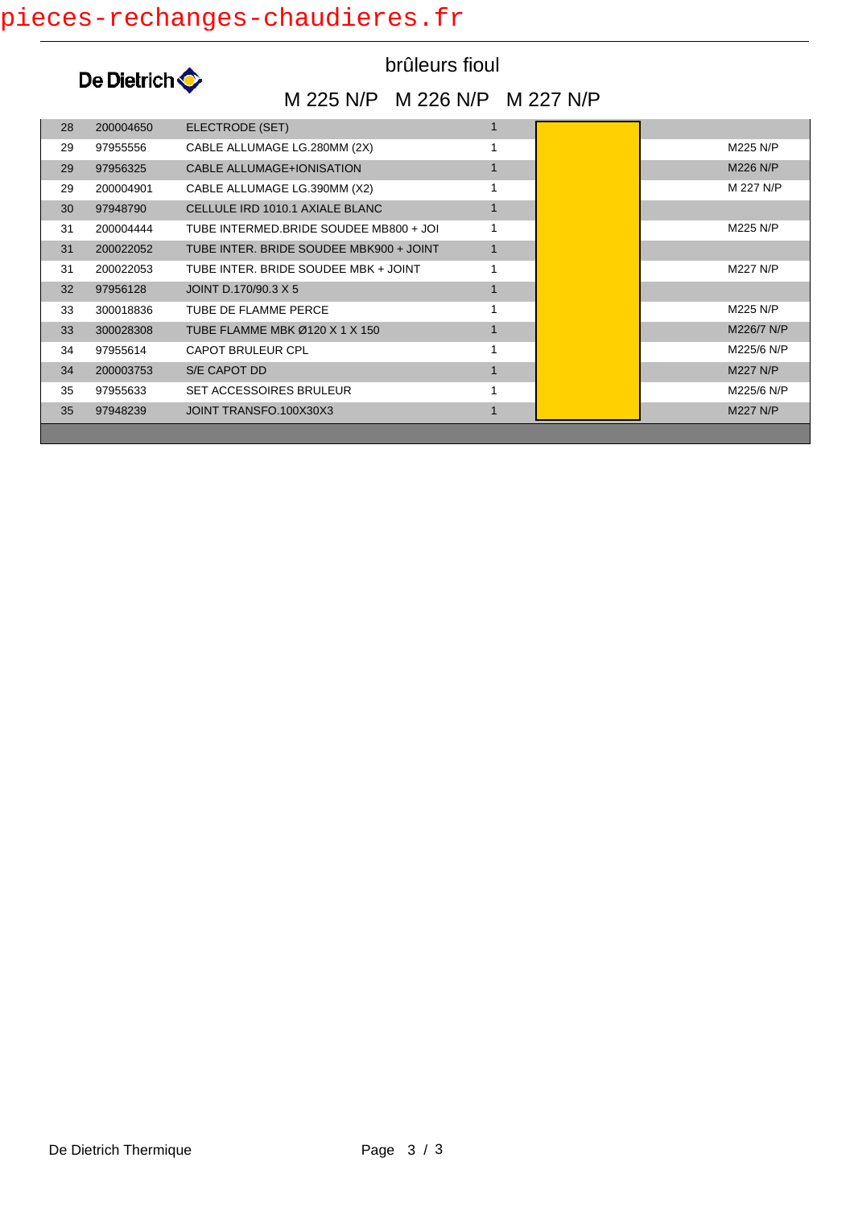pieces-rechanges-chaudieres.fr

De Dietrich

## brûleurs fioul

## M 225 N/P M 226 N/P M 227 N/P

| | | | | | |
|---|---|---|---|---|---|
| 28 | 200004650 | ELECTRODE (SET) | 1 | | |
| 29 | 97955556 | CABLE ALLUMAGE LG.280MM (2X) | 1 | | M225 N/P |
| 29 | 97956325 | CABLE ALLUMAGE+IONISATION | 1 | | M226 N/P |
| 29 | 200004901 | CABLE ALLUMAGE LG.390MM (X2) | 1 | | M 227 N/P |
| 30 | 97948790 | CELLULE IRD 1010.1 AXIALE BLANC | 1 | | |
| 31 | 200004444 | TUBE INTERMED.BRIDE SOUDEE MB800 + JOI | 1 | | M225 N/P |
| 31 | 200022052 | TUBE INTER. BRIDE SOUDEE MBK900 + JOINT | 1 | | |
| 31 | 200022053 | TUBE INTER. BRIDE SOUDEE MBK + JOINT | 1 | | M227 N/P |
| 32 | 97956128 | JOINT D.170/90.3 X 5 | 1 | | |
| 33 | 300018836 | TUBE DE FLAMME PERCE | 1 | | M225 N/P |
| 33 | 300028308 | TUBE FLAMME MBK Ø120 X 1 X 150 | 1 | | M226/7 N/P |
| 34 | 97955614 | CAPOT BRULEUR CPL | 1 | | M225/6 N/P |
| 34 | 200003753 | S/E CAPOT DD | 1 | | M227 N/P |
| 35 | 97955633 | SET ACCESSOIRES BRULEUR | 1 | | M225/6 N/P |
| 35 | 97948239 | JOINT TRANSFO.100X30X3 | 1 | | M227 N/P |

De Dietrich Thermique